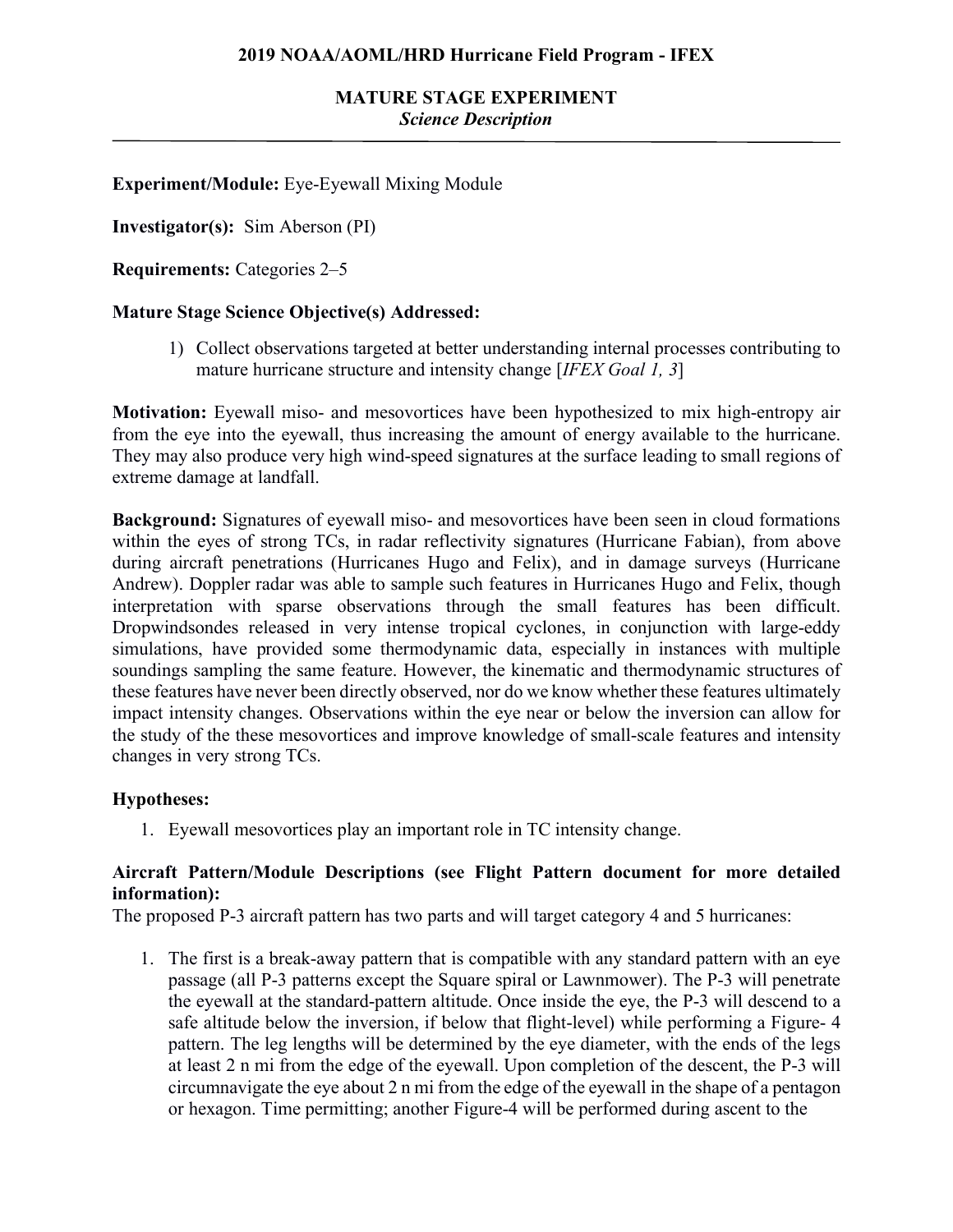**2019 NOAA/AOML/HRD Hurricane Field Program - IFEX**

# MATURE STAGE EXPERIMENT

*Science Description*

---

**Experiment/Module:** Eye-Eyewall Mixing Module

**Investigator(s):** Sim Aberson (PI)

**Requirements:** Categories 2–5

**Mature Stage Science Objective(s) Addressed:**

1) Collect observations targeted at better understanding internal processes contributing to mature hurricane structure and intensity change [*IFEX Goal 1, 3*]

**Motivation:** Eyewall miso- and mesovortices have been hypothesized to mix high-entropy air from the eye into the eyewall, thus increasing the amount of energy available to the hurricane. They may also produce very high wind-speed signatures at the surface leading to small regions of extreme damage at landfall.

**Background:** Signatures of eyewall miso- and mesovortices have been seen in cloud formations within the eyes of strong TCs, in radar reflectivity signatures (Hurricane Fabian), from above during aircraft penetrations (Hurricanes Hugo and Felix), and in damage surveys (Hurricane Andrew). Doppler radar was able to sample such features in Hurricanes Hugo and Felix, though interpretation with sparse observations through the small features has been difficult. Dropwindsondes released in very intense tropical cyclones, in conjunction with large-eddy simulations, have provided some thermodynamic data, especially in instances with multiple soundings sampling the same feature. However, the kinematic and thermodynamic structures of these features have never been directly observed, nor do we know whether these features ultimately impact intensity changes. Observations within the eye near or below the inversion can allow for the study of the these mesovortices and improve knowledge of small-scale features and intensity changes in very strong TCs.

**Hypotheses:**

1. Eyewall mesovortices play an important role in TC intensity change.

**Aircraft Pattern/Module Descriptions (see Flight Pattern document for more detailed information):**

The proposed P-3 aircraft pattern has two parts and will target category 4 and 5 hurricanes:

1. The first is a break-away pattern that is compatible with any standard pattern with an eye passage (all P-3 patterns except the Square spiral or Lawnmower). The P-3 will penetrate the eyewall at the standard-pattern altitude. Once inside the eye, the P-3 will descend to a safe altitude below the inversion, if below that flight-level) while performing a Figure- 4 pattern. The leg lengths will be determined by the eye diameter, with the ends of the legs at least 2 n mi from the edge of the eyewall. Upon completion of the descent, the P-3 will circumnavigate the eye about 2 n mi from the edge of the eyewall in the shape of a pentagon or hexagon. Time permitting; another Figure-4 will be performed during ascent to the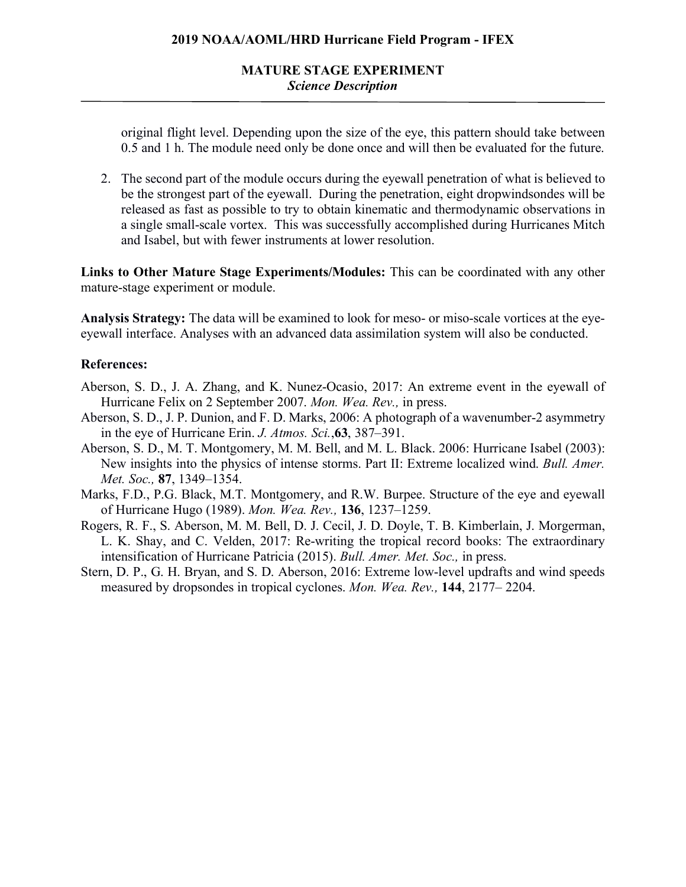original flight level. Depending upon the size of the eye, this pattern should take between 0.5 and 1 h. The module need only be done once and will then be evaluated for the future.

2. The second part of the module occurs during the eyewall penetration of what is believed to be the strongest part of the eyewall. During the penetration, eight dropwindsondes will be released as fast as possible to try to obtain kinematic and thermodynamic observations in a single small-scale vortex. This was successfully accomplished during Hurricanes Mitch and Isabel, but with fewer instruments at lower resolution.

**Links to Other Mature Stage Experiments/Modules:** This can be coordinated with any other mature-stage experiment or module.

**Analysis Strategy:** The data will be examined to look for meso- or miso-scale vortices at the eye-eyewall interface. Analyses with an advanced data assimilation system will also be conducted.

**References:**

Aberson, S. D., J. A. Zhang, and K. Nunez-Ocasio, 2017: An extreme event in the eyewall of Hurricane Felix on 2 September 2007. *Mon. Wea. Rev.,* in press.

Aberson, S. D., J. P. Dunion, and F. D. Marks, 2006: A photograph of a wavenumber-2 asymmetry in the eye of Hurricane Erin. *J. Atmos. Sci.*,**63**, 387–391.

Aberson, S. D., M. T. Montgomery, M. M. Bell, and M. L. Black. 2006: Hurricane Isabel (2003): New insights into the physics of intense storms. Part II: Extreme localized wind. *Bull. Amer. Met. Soc.,* **87**, 1349–1354.

Marks, F.D., P.G. Black, M.T. Montgomery, and R.W. Burpee. Structure of the eye and eyewall of Hurricane Hugo (1989). *Mon. Wea. Rev.,* **136**, 1237–1259.

Rogers, R. F., S. Aberson, M. M. Bell, D. J. Cecil, J. D. Doyle, T. B. Kimberlain, J. Morgerman, L. K. Shay, and C. Velden, 2017: Re-writing the tropical record books: The extraordinary intensification of Hurricane Patricia (2015). *Bull. Amer. Met. Soc.,* in press.

Stern, D. P., G. H. Bryan, and S. D. Aberson, 2016: Extreme low-level updrafts and wind speeds measured by dropsondes in tropical cyclones. *Mon. Wea. Rev.,* **144**, 2177– 2204.